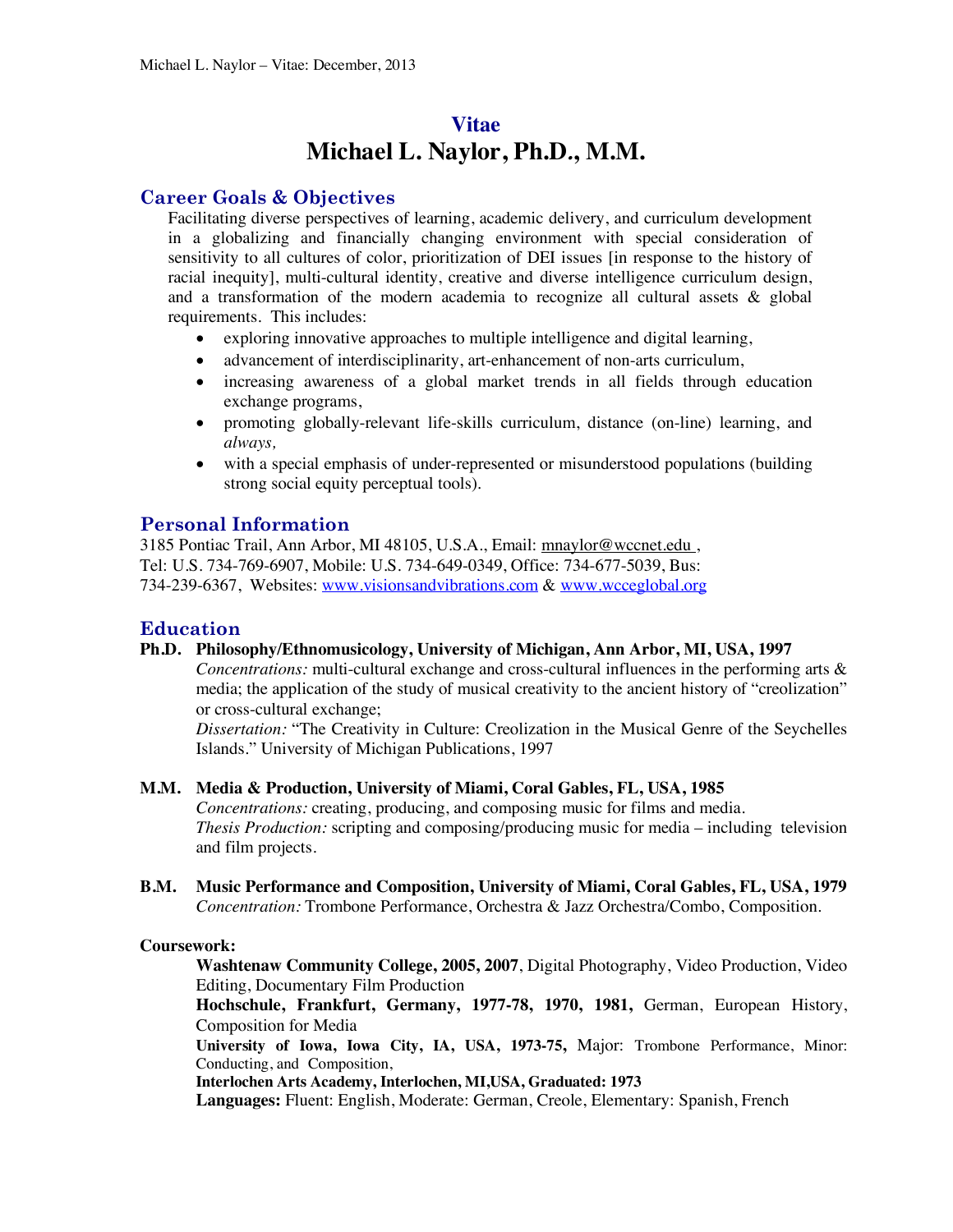# Vitae
# Michael L. Naylor, Ph.D., M.M.

## Career Goals & Objectives

Facilitating diverse perspectives of learning, academic delivery, and curriculum development in a globalizing and financially changing environment with special consideration of sensitivity to all cultures of color, prioritization of DEI issues [in response to the history of racial inequity], multi-cultural identity, creative and diverse intelligence curriculum design, and a transformation of the modern academia to recognize all cultural assets & global requirements. This includes:

- exploring innovative approaches to multiple intelligence and digital learning,
- advancement of interdisciplinarity, art-enhancement of non-arts curriculum,
- increasing awareness of a global market trends in all fields through education exchange programs,
- promoting globally-relevant life-skills curriculum, distance (on-line) learning, and *always,*
- with a special emphasis of under-represented or misunderstood populations (building strong social equity perceptual tools).

## Personal Information

3185 Pontiac Trail, Ann Arbor, MI 48105, U.S.A., Email: mnaylor@wccnet.edu , Tel: U.S. 734-769-6907, Mobile: U.S. 734-649-0349, Office: 734-677-5039, Bus: 734-239-6367, Websites: www.visionsandvibrations.com & www.wcceglobal.org

## Education

**Ph.D. Philosophy/Ethnomusicology, University of Michigan, Ann Arbor, MI, USA, 1997**
*Concentrations:* multi-cultural exchange and cross-cultural influences in the performing arts & media; the application of the study of musical creativity to the ancient history of "creolization" or cross-cultural exchange;
*Dissertation:* "The Creativity in Culture: Creolization in the Musical Genre of the Seychelles Islands." University of Michigan Publications, 1997

**M.M. Media & Production, University of Miami, Coral Gables, FL, USA, 1985**
*Concentrations:* creating, producing, and composing music for films and media.
*Thesis Production:* scripting and composing/producing music for media – including television and film projects.

**B.M. Music Performance and Composition, University of Miami, Coral Gables, FL, USA, 1979**
*Concentration:* Trombone Performance, Orchestra & Jazz Orchestra/Combo, Composition.

**Coursework:**

**Washtenaw Community College, 2005, 2007**, Digital Photography, Video Production, Video Editing, Documentary Film Production
**Hochschule, Frankfurt, Germany, 1977-78, 1970, 1981,** German, European History, Composition for Media
**University of Iowa, Iowa City, IA, USA, 1973-75,** Major: Trombone Performance, Minor: Conducting, and Composition,
**Interlochen Arts Academy, Interlochen, MI,USA, Graduated: 1973**
**Languages:** Fluent: English, Moderate: German, Creole, Elementary: Spanish, French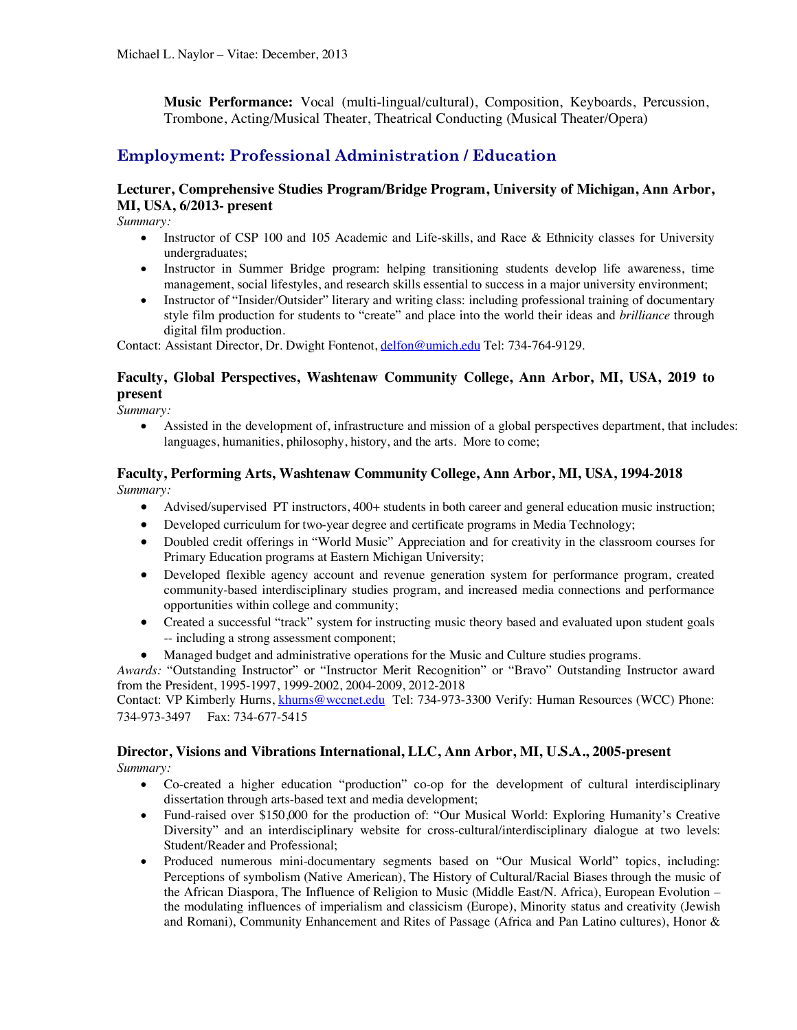**Music Performance:** Vocal (multi-lingual/cultural), Composition, Keyboards, Percussion, Trombone, Acting/Musical Theater, Theatrical Conducting (Musical Theater/Opera)

## Employment: Professional Administration / Education

### Lecturer, Comprehensive Studies Program/Bridge Program, University of Michigan, Ann Arbor, MI, USA, 6/2013- present

*Summary:*

- Instructor of CSP 100 and 105 Academic and Life-skills, and Race & Ethnicity classes for University undergraduates;
- Instructor in Summer Bridge program: helping transitioning students develop life awareness, time management, social lifestyles, and research skills essential to success in a major university environment;
- Instructor of "Insider/Outsider" literary and writing class: including professional training of documentary style film production for students to "create" and place into the world their ideas and *brilliance* through digital film production.

Contact: Assistant Director, Dr. Dwight Fontenot, delfon@umich.edu Tel: 734-764-9129.

### Faculty, Global Perspectives, Washtenaw Community College, Ann Arbor, MI, USA, 2019 to present

*Summary:*

- Assisted in the development of, infrastructure and mission of a global perspectives department, that includes: languages, humanities, philosophy, history, and the arts. More to come;

### Faculty, Performing Arts, Washtenaw Community College, Ann Arbor, MI, USA, 1994-2018

*Summary:*

- Advised/supervised PT instructors, 400+ students in both career and general education music instruction;
- Developed curriculum for two-year degree and certificate programs in Media Technology;
- Doubled credit offerings in "World Music" Appreciation and for creativity in the classroom courses for Primary Education programs at Eastern Michigan University;
- Developed flexible agency account and revenue generation system for performance program, created community-based interdisciplinary studies program, and increased media connections and performance opportunities within college and community;
- Created a successful "track" system for instructing music theory based and evaluated upon student goals -- including a strong assessment component;
- Managed budget and administrative operations for the Music and Culture studies programs.

*Awards:* "Outstanding Instructor" or "Instructor Merit Recognition" or "Bravo" Outstanding Instructor award from the President, 1995-1997, 1999-2002, 2004-2009, 2012-2018

Contact: VP Kimberly Hurns, khurns@wccnet.edu Tel: 734-973-3300 Verify: Human Resources (WCC) Phone: 734-973-3497 Fax: 734-677-5415

### Director, Visions and Vibrations International, LLC, Ann Arbor, MI, U.S.A., 2005-present

*Summary:*

- Co-created a higher education "production" co-op for the development of cultural interdisciplinary dissertation through arts-based text and media development;
- Fund-raised over $150,000 for the production of: "Our Musical World: Exploring Humanity's Creative Diversity" and an interdisciplinary website for cross-cultural/interdisciplinary dialogue at two levels: Student/Reader and Professional;
- Produced numerous mini-documentary segments based on "Our Musical World" topics, including: Perceptions of symbolism (Native American), The History of Cultural/Racial Biases through the music of the African Diaspora, The Influence of Religion to Music (Middle East/N. Africa), European Evolution – the modulating influences of imperialism and classicism (Europe), Minority status and creativity (Jewish and Romani), Community Enhancement and Rites of Passage (Africa and Pan Latino cultures), Honor &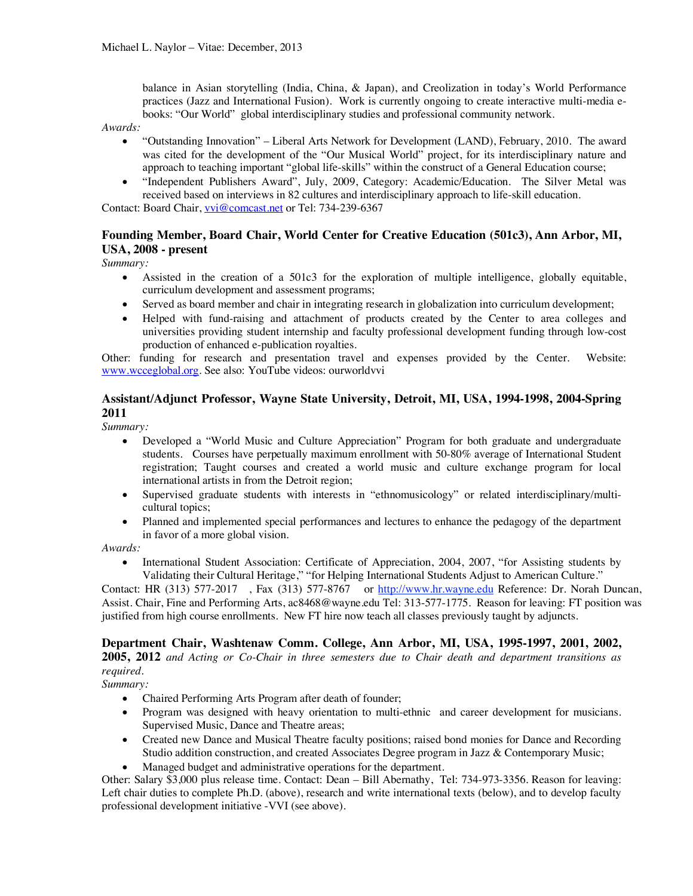balance in Asian storytelling (India, China, & Japan), and Creolization in today's World Performance practices (Jazz and International Fusion). Work is currently ongoing to create interactive multi-media e-books: "Our World" global interdisciplinary studies and professional community network.

*Awards:*

- "Outstanding Innovation" – Liberal Arts Network for Development (LAND), February, 2010. The award was cited for the development of the "Our Musical World" project, for its interdisciplinary nature and approach to teaching important "global life-skills" within the construct of a General Education course;
- "Independent Publishers Award", July, 2009, Category: Academic/Education. The Silver Metal was received based on interviews in 82 cultures and interdisciplinary approach to life-skill education.

Contact: Board Chair, vvi@comcast.net or Tel: 734-239-6367

### Founding Member, Board Chair, World Center for Creative Education (501c3), Ann Arbor, MI, USA, 2008 - present

*Summary:*

- Assisted in the creation of a 501c3 for the exploration of multiple intelligence, globally equitable, curriculum development and assessment programs;
- Served as board member and chair in integrating research in globalization into curriculum development;
- Helped with fund-raising and attachment of products created by the Center to area colleges and universities providing student internship and faculty professional development funding through low-cost production of enhanced e-publication royalties.

Other: funding for research and presentation travel and expenses provided by the Center. Website: www.wcceglobal.org. See also: YouTube videos: ourworldvvi

### Assistant/Adjunct Professor, Wayne State University, Detroit, MI, USA, 1994-1998, 2004-Spring 2011

*Summary:*

- Developed a "World Music and Culture Appreciation" Program for both graduate and undergraduate students. Courses have perpetually maximum enrollment with 50-80% average of International Student registration; Taught courses and created a world music and culture exchange program for local international artists in from the Detroit region;
- Supervised graduate students with interests in "ethnomusicology" or related interdisciplinary/multi-cultural topics;
- Planned and implemented special performances and lectures to enhance the pedagogy of the department in favor of a more global vision.

*Awards:*

- International Student Association: Certificate of Appreciation, 2004, 2007, "for Assisting students by Validating their Cultural Heritage," "for Helping International Students Adjust to American Culture."

Contact: HR (313) 577-2017 , Fax (313) 577-8767 or http://www.hr.wayne.edu Reference: Dr. Norah Duncan, Assist. Chair, Fine and Performing Arts, ac8468@wayne.edu Tel: 313-577-1775. Reason for leaving: FT position was justified from high course enrollments. New FT hire now teach all classes previously taught by adjuncts.

### Department Chair, Washtenaw Comm. College, Ann Arbor, MI, USA, 1995-1997, 2001, 2002, 2005, 2012 *and Acting or Co-Chair in three semesters due to Chair death and department transitions as required.*

*Summary:*

- Chaired Performing Arts Program after death of founder;
- Program was designed with heavy orientation to multi-ethnic and career development for musicians. Supervised Music, Dance and Theatre areas;
- Created new Dance and Musical Theatre faculty positions; raised bond monies for Dance and Recording Studio addition construction, and created Associates Degree program in Jazz & Contemporary Music;
- Managed budget and administrative operations for the department.

Other: Salary $3,000 plus release time. Contact: Dean – Bill Abernathy, Tel: 734-973-3356. Reason for leaving: Left chair duties to complete Ph.D. (above), research and write international texts (below), and to develop faculty professional development initiative -VVI (see above).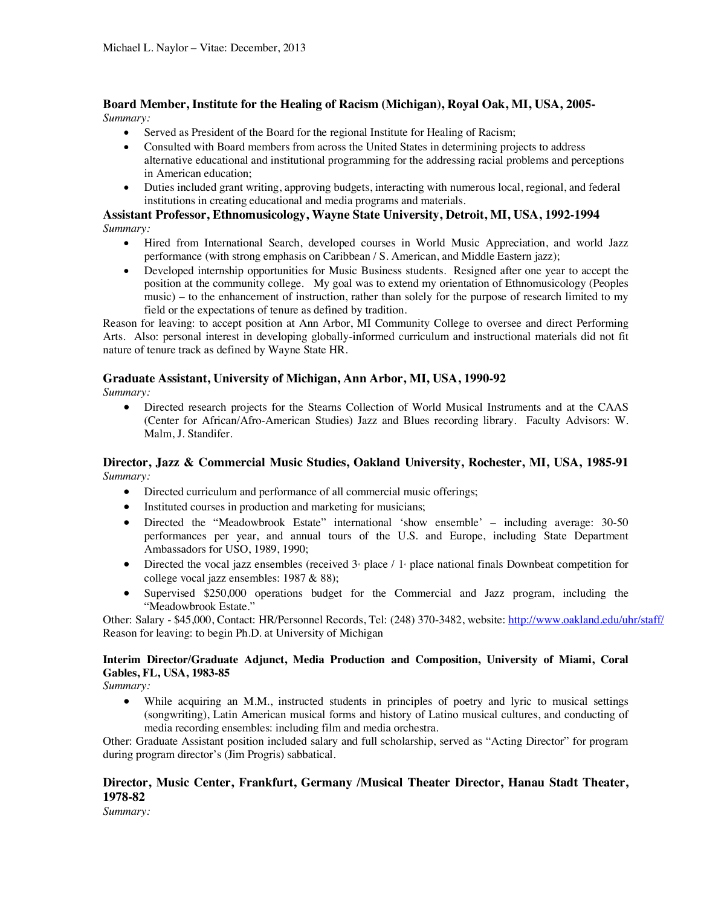**Board Member, Institute for the Healing of Racism (Michigan), Royal Oak, MI, USA, 2005-**
*Summary:*

- Served as President of the Board for the regional Institute for Healing of Racism;
- Consulted with Board members from across the United States in determining projects to address alternative educational and institutional programming for the addressing racial problems and perceptions in American education;
- Duties included grant writing, approving budgets, interacting with numerous local, regional, and federal institutions in creating educational and media programs and materials.

**Assistant Professor, Ethnomusicology, Wayne State University, Detroit, MI, USA, 1992-1994**
*Summary:*

- Hired from International Search, developed courses in World Music Appreciation, and world Jazz performance (with strong emphasis on Caribbean / S. American, and Middle Eastern jazz);
- Developed internship opportunities for Music Business students. Resigned after one year to accept the position at the community college. My goal was to extend my orientation of Ethnomusicology (Peoples music) – to the enhancement of instruction, rather than solely for the purpose of research limited to my field or the expectations of tenure as defined by tradition.

Reason for leaving: to accept position at Ann Arbor, MI Community College to oversee and direct Performing Arts. Also: personal interest in developing globally-informed curriculum and instructional materials did not fit nature of tenure track as defined by Wayne State HR.

**Graduate Assistant, University of Michigan, Ann Arbor, MI, USA, 1990-92**
*Summary:*

- Directed research projects for the Stearns Collection of World Musical Instruments and at the CAAS (Center for African/Afro-American Studies) Jazz and Blues recording library. Faculty Advisors: W. Malm, J. Standifer.

**Director, Jazz & Commercial Music Studies, Oakland University, Rochester, MI, USA, 1985-91**
*Summary:*

- Directed curriculum and performance of all commercial music offerings;
- Instituted courses in production and marketing for musicians;
- Directed the "Meadowbrook Estate" international 'show ensemble' – including average: 30-50 performances per year, and annual tours of the U.S. and Europe, including State Department Ambassadors for USO, 1989, 1990;
- Directed the vocal jazz ensembles (received 3rd place / 1st place national finals Downbeat competition for college vocal jazz ensembles: 1987 & 88);
- Supervised $250,000 operations budget for the Commercial and Jazz program, including the "Meadowbrook Estate."

Other: Salary - $45,000, Contact: HR/Personnel Records, Tel: (248) 370-3482, website: http://www.oakland.edu/uhr/staff/
Reason for leaving: to begin Ph.D. at University of Michigan

**Interim Director/Graduate Adjunct, Media Production and Composition, University of Miami, Coral Gables, FL, USA, 1983-85**
*Summary:*

- While acquiring an M.M., instructed students in principles of poetry and lyric to musical settings (songwriting), Latin American musical forms and history of Latino musical cultures, and conducting of media recording ensembles: including film and media orchestra.

Other: Graduate Assistant position included salary and full scholarship, served as "Acting Director" for program during program director's (Jim Progris) sabbatical.

**Director, Music Center, Frankfurt, Germany /Musical Theater Director, Hanau Stadt Theater, 1978-82**
*Summary:*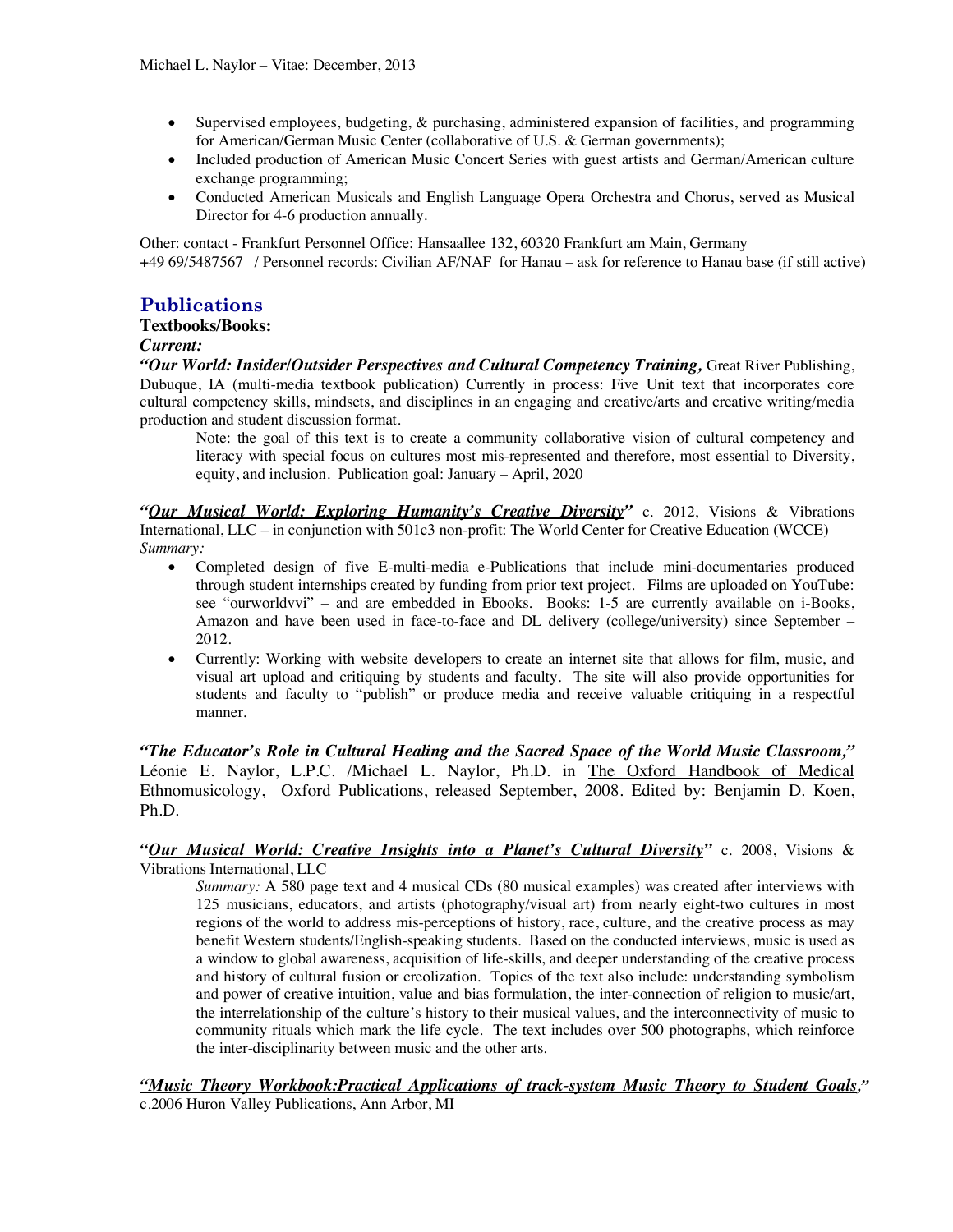- Supervised employees, budgeting, & purchasing, administered expansion of facilities, and programming for American/German Music Center (collaborative of U.S. & German governments);
- Included production of American Music Concert Series with guest artists and German/American culture exchange programming;
- Conducted American Musicals and English Language Opera Orchestra and Chorus, served as Musical Director for 4-6 production annually.

Other: contact - Frankfurt Personnel Office: Hansaallee 132, 60320 Frankfurt am Main, Germany
+49 69/5487567 / Personnel records: Civilian AF/NAF for Hanau – ask for reference to Hanau base (if still active)

## Publications

**Textbooks/Books:**

***Current:***

***"Our World: Insider/Outsider Perspectives and Cultural Competency Training,*** Great River Publishing, Dubuque, IA (multi-media textbook publication) Currently in process: Five Unit text that incorporates core cultural competency skills, mindsets, and disciplines in an engaging and creative/arts and creative writing/media production and student discussion format.

> Note: the goal of this text is to create a community collaborative vision of cultural competency and literacy with special focus on cultures most mis-represented and therefore, most essential to Diversity, equity, and inclusion. Publication goal: January – April, 2020

***"Our Musical World: Exploring Humanity's Creative Diversity"*** c. 2012, Visions & Vibrations International, LLC – in conjunction with 501c3 non-profit: The World Center for Creative Education (WCCE)
*Summary:*

- Completed design of five E-multi-media e-Publications that include mini-documentaries produced through student internships created by funding from prior text project. Films are uploaded on YouTube: see "ourworldvvi" – and are embedded in Ebooks. Books: 1-5 are currently available on i-Books, Amazon and have been used in face-to-face and DL delivery (college/university) since September – 2012.
- Currently: Working with website developers to create an internet site that allows for film, music, and visual art upload and critiquing by students and faculty. The site will also provide opportunities for students and faculty to "publish" or produce media and receive valuable critiquing in a respectful manner.

***"The Educator's Role in Cultural Healing and the Sacred Space of the World Music Classroom,"*** Léonie E. Naylor, L.P.C. /Michael L. Naylor, Ph.D. in The Oxford Handbook of Medical Ethnomusicology, Oxford Publications, released September, 2008. Edited by: Benjamin D. Koen, Ph.D.

***"Our Musical World: Creative Insights into a Planet's Cultural Diversity"*** c. 2008, Visions & Vibrations International, LLC

> *Summary:* A 580 page text and 4 musical CDs (80 musical examples) was created after interviews with 125 musicians, educators, and artists (photography/visual art) from nearly eight-two cultures in most regions of the world to address mis-perceptions of history, race, culture, and the creative process as may benefit Western students/English-speaking students. Based on the conducted interviews, music is used as a window to global awareness, acquisition of life-skills, and deeper understanding of the creative process and history of cultural fusion or creolization. Topics of the text also include: understanding symbolism and power of creative intuition, value and bias formulation, the inter-connection of religion to music/art, the interrelationship of the culture's history to their musical values, and the interconnectivity of music to community rituals which mark the life cycle. The text includes over 500 photographs, which reinforce the inter-disciplinarity between music and the other arts.

***"Music Theory Workbook:Practical Applications of track-system Music Theory to Student Goals,"***
c.2006 Huron Valley Publications, Ann Arbor, MI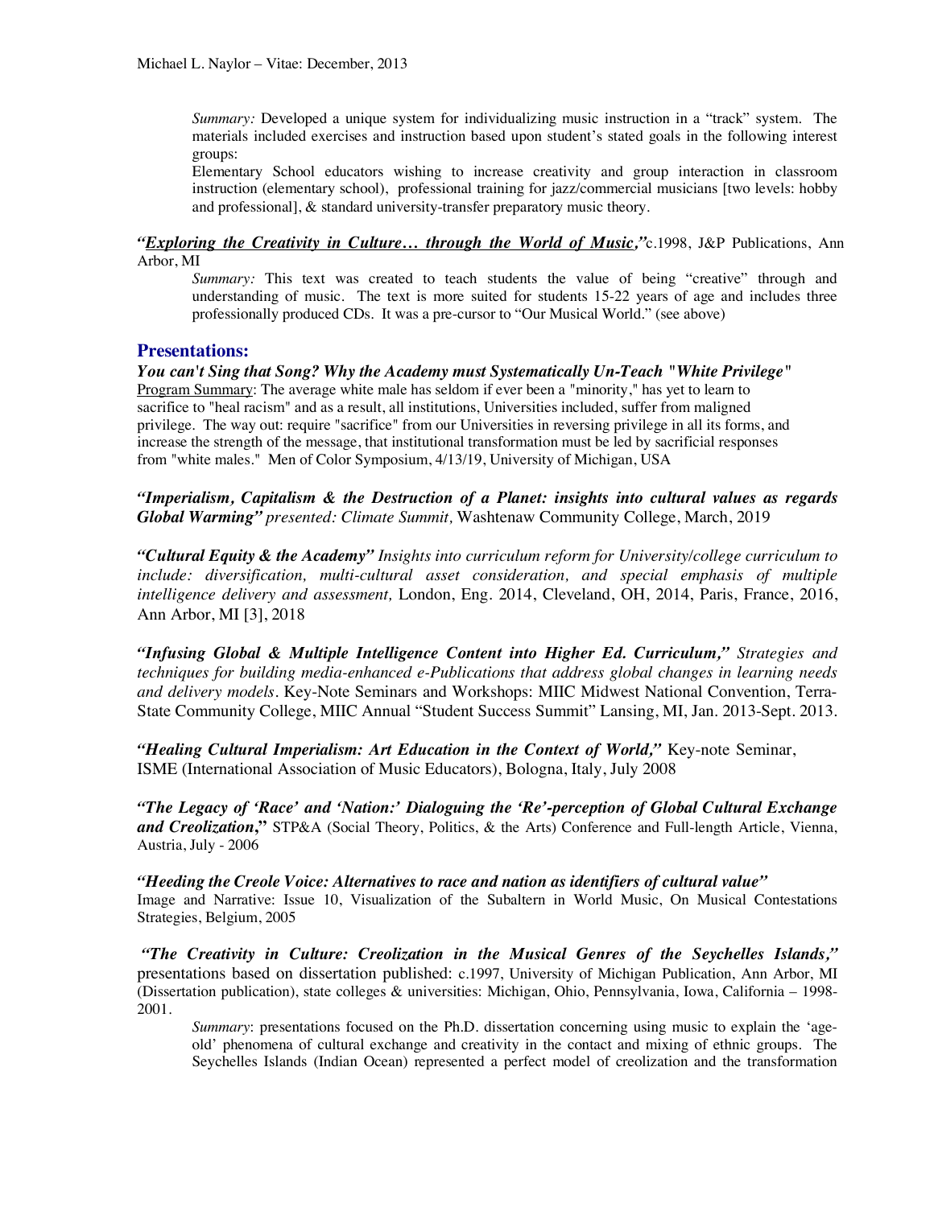*Summary:* Developed a unique system for individualizing music instruction in a "track" system. The materials included exercises and instruction based upon student's stated goals in the following interest groups:

Elementary School educators wishing to increase creativity and group interaction in classroom instruction (elementary school), professional training for jazz/commercial musicians [two levels: hobby and professional], & standard university-transfer preparatory music theory.

***"Exploring the Creativity in Culture… through the World of Music,"*** c.1998, J&P Publications, Ann Arbor, MI

*Summary:* This text was created to teach students the value of being "creative" through and understanding of music. The text is more suited for students 15-22 years of age and includes three professionally produced CDs. It was a pre-cursor to "Our Musical World." (see above)

## Presentations:

***You can't Sing that Song? Why the Academy must Systematically Un-Teach "White Privilege"***

Program Summary: The average white male has seldom if ever been a "minority," has yet to learn to sacrifice to "heal racism" and as a result, all institutions, Universities included, suffer from maligned privilege. The way out: require "sacrifice" from our Universities in reversing privilege in all its forms, and increase the strength of the message, that institutional transformation must be led by sacrificial responses from "white males." Men of Color Symposium, 4/13/19, University of Michigan, USA

***"Imperialism, Capitalism & the Destruction of a Planet: insights into cultural values as regards Global Warming"*** *presented: Climate Summit,* Washtenaw Community College, March, 2019

***"Cultural Equity & the Academy"*** *Insights into curriculum reform for University/college curriculum to include: diversification, multi-cultural asset consideration, and special emphasis of multiple intelligence delivery and assessment,* London, Eng. 2014, Cleveland, OH, 2014, Paris, France, 2016, Ann Arbor, MI [3], 2018

***"Infusing Global & Multiple Intelligence Content into Higher Ed. Curriculum,"*** *Strategies and techniques for building media-enhanced e-Publications that address global changes in learning needs and delivery models.* Key-Note Seminars and Workshops: MIIC Midwest National Convention, Terra-State Community College, MIIC Annual "Student Success Summit" Lansing, MI, Jan. 2013-Sept. 2013.

***"Healing Cultural Imperialism: Art Education in the Context of World,"*** Key-note Seminar, ISME (International Association of Music Educators), Bologna, Italy, July 2008

***"The Legacy of 'Race' and 'Nation:' Dialoguing the 'Re'-perception of Global Cultural Exchange and Creolization,"*** STP&A (Social Theory, Politics, & the Arts) Conference and Full-length Article, Vienna, Austria, July - 2006

***"Heeding the Creole Voice: Alternatives to race and nation as identifiers of cultural value"***

Image and Narrative: Issue 10, Visualization of the Subaltern in World Music, On Musical Contestations Strategies, Belgium, 2005

***"The Creativity in Culture: Creolization in the Musical Genres of the Seychelles Islands,"*** presentations based on dissertation published: c.1997, University of Michigan Publication, Ann Arbor, MI (Dissertation publication), state colleges & universities: Michigan, Ohio, Pennsylvania, Iowa, California – 1998-2001.

*Summary*: presentations focused on the Ph.D. dissertation concerning using music to explain the 'age-old' phenomena of cultural exchange and creativity in the contact and mixing of ethnic groups. The Seychelles Islands (Indian Ocean) represented a perfect model of creolization and the transformation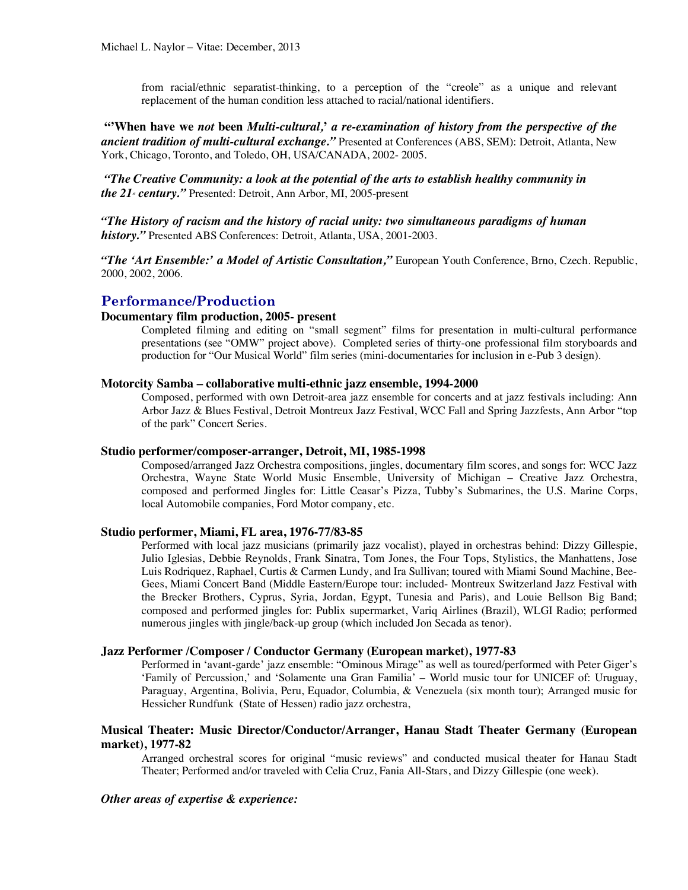from racial/ethnic separatist-thinking, to a perception of the "creole" as a unique and relevant replacement of the human condition less attached to racial/national identifiers.

**"'When have we *not* been *Multi-cultural,' a re-examination of history from the perspective of the ancient tradition of multi-cultural exchange."*** Presented at Conferences (ABS, SEM): Detroit, Atlanta, New York, Chicago, Toronto, and Toledo, OH, USA/CANADA, 2002- 2005.

***"The Creative Community: a look at the potential of the arts to establish healthy community in the 21st century."*** Presented: Detroit, Ann Arbor, MI, 2005-present

***"The History of racism and the history of racial unity: two simultaneous paradigms of human history."*** Presented ABS Conferences: Detroit, Atlanta, USA, 2001-2003.

***"The 'Art Ensemble:' a Model of Artistic Consultation,"*** European Youth Conference, Brno, Czech. Republic, 2000, 2002, 2006.

## Performance/Production

**Documentary film production, 2005- present**

Completed filming and editing on "small segment" films for presentation in multi-cultural performance presentations (see "OMW" project above). Completed series of thirty-one professional film storyboards and production for "Our Musical World" film series (mini-documentaries for inclusion in e-Pub 3 design).

**Motorcity Samba – collaborative multi-ethnic jazz ensemble, 1994-2000**

Composed, performed with own Detroit-area jazz ensemble for concerts and at jazz festivals including: Ann Arbor Jazz & Blues Festival, Detroit Montreux Jazz Festival, WCC Fall and Spring Jazzfests, Ann Arbor "top of the park" Concert Series.

**Studio performer/composer-arranger, Detroit, MI, 1985-1998**

Composed/arranged Jazz Orchestra compositions, jingles, documentary film scores, and songs for: WCC Jazz Orchestra, Wayne State World Music Ensemble, University of Michigan – Creative Jazz Orchestra, composed and performed Jingles for: Little Ceasar's Pizza, Tubby's Submarines, the U.S. Marine Corps, local Automobile companies, Ford Motor company, etc.

**Studio performer, Miami, FL area, 1976-77/83-85**

Performed with local jazz musicians (primarily jazz vocalist), played in orchestras behind: Dizzy Gillespie, Julio Iglesias, Debbie Reynolds, Frank Sinatra, Tom Jones, the Four Tops, Stylistics, the Manhattens, Jose Luis Rodriquez, Raphael, Curtis & Carmen Lundy, and Ira Sullivan; toured with Miami Sound Machine, Bee-Gees, Miami Concert Band (Middle Eastern/Europe tour: included- Montreux Switzerland Jazz Festival with the Brecker Brothers, Cyprus, Syria, Jordan, Egypt, Tunesia and Paris), and Louie Bellson Big Band; composed and performed jingles for: Publix supermarket, Variq Airlines (Brazil), WLGI Radio; performed numerous jingles with jingle/back-up group (which included Jon Secada as tenor).

**Jazz Performer /Composer / Conductor Germany (European market), 1977-83**

Performed in 'avant-garde' jazz ensemble: "Ominous Mirage" as well as toured/performed with Peter Giger's 'Family of Percussion,' and 'Solamente una Gran Familia' – World music tour for UNICEF of: Uruguay, Paraguay, Argentina, Bolivia, Peru, Equador, Columbia, & Venezuela (six month tour); Arranged music for Hessicher Rundfunk (State of Hessen) radio jazz orchestra,

**Musical Theater: Music Director/Conductor/Arranger, Hanau Stadt Theater Germany (European market), 1977-82**

Arranged orchestral scores for original "music reviews" and conducted musical theater for Hanau Stadt Theater; Performed and/or traveled with Celia Cruz, Fania All-Stars, and Dizzy Gillespie (one week).

***Other areas of expertise & experience:***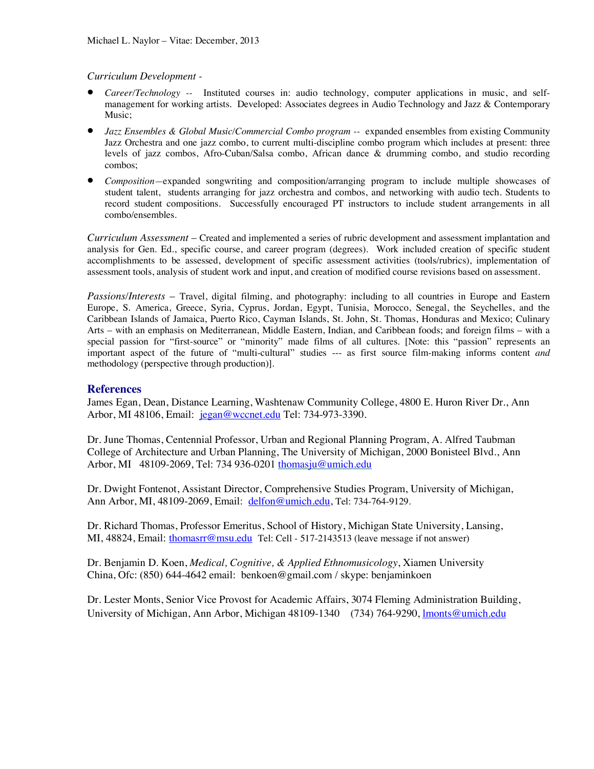*Curriculum Development* -

- *Career/Technology* -- Instituted courses in: audio technology, computer applications in music, and self-management for working artists. Developed: Associates degrees in Audio Technology and Jazz & Contemporary Music;
- *Jazz Ensembles & Global Music/Commercial Combo program* -- expanded ensembles from existing Community Jazz Orchestra and one jazz combo, to current multi-discipline combo program which includes at present: three levels of jazz combos, Afro-Cuban/Salsa combo, African dance & drumming combo, and studio recording combos;
- *Composition*—expanded songwriting and composition/arranging program to include multiple showcases of student talent, students arranging for jazz orchestra and combos, and networking with audio tech. Students to record student compositions. Successfully encouraged PT instructors to include student arrangements in all combo/ensembles.

*Curriculum Assessment* – Created and implemented a series of rubric development and assessment implantation and analysis for Gen. Ed., specific course, and career program (degrees). Work included creation of specific student accomplishments to be assessed, development of specific assessment activities (tools/rubrics), implementation of assessment tools, analysis of student work and input, and creation of modified course revisions based on assessment.

*Passions/Interests* – Travel, digital filming, and photography: including to all countries in Europe and Eastern Europe, S. America, Greece, Syria, Cyprus, Jordan, Egypt, Tunisia, Morocco, Senegal, the Seychelles, and the Caribbean Islands of Jamaica, Puerto Rico, Cayman Islands, St. John, St. Thomas, Honduras and Mexico; Culinary Arts – with an emphasis on Mediterranean, Middle Eastern, Indian, and Caribbean foods; and foreign films – with a special passion for "first-source" or "minority" made films of all cultures. [Note: this "passion" represents an important aspect of the future of "multi-cultural" studies --- as first source film-making informs content *and* methodology (perspective through production)].

## References

James Egan, Dean, Distance Learning, Washtenaw Community College, 4800 E. Huron River Dr., Ann Arbor, MI 48106, Email: jegan@wccnet.edu Tel: 734-973-3390.

Dr. June Thomas, Centennial Professor, Urban and Regional Planning Program, A. Alfred Taubman College of Architecture and Urban Planning, The University of Michigan, 2000 Bonisteel Blvd., Ann Arbor, MI 48109-2069, Tel: 734 936-0201 thomasju@umich.edu

Dr. Dwight Fontenot, Assistant Director, Comprehensive Studies Program, University of Michigan, Ann Arbor, MI, 48109-2069, Email: delfon@umich.edu, Tel: 734-764-9129.

Dr. Richard Thomas, Professor Emeritus, School of History, Michigan State University, Lansing, MI, 48824, Email: thomasrr@msu.edu Tel: Cell - 517-2143513 (leave message if not answer)

Dr. Benjamin D. Koen, *Medical, Cognitive, & Applied Ethnomusicology*, Xiamen University China, Ofc: (850) 644-4642 email: benkoen@gmail.com / skype: benjaminkoen

Dr. Lester Monts, Senior Vice Provost for Academic Affairs, 3074 Fleming Administration Building, University of Michigan, Ann Arbor, Michigan 48109-1340 (734) 764-9290, lmonts@umich.edu